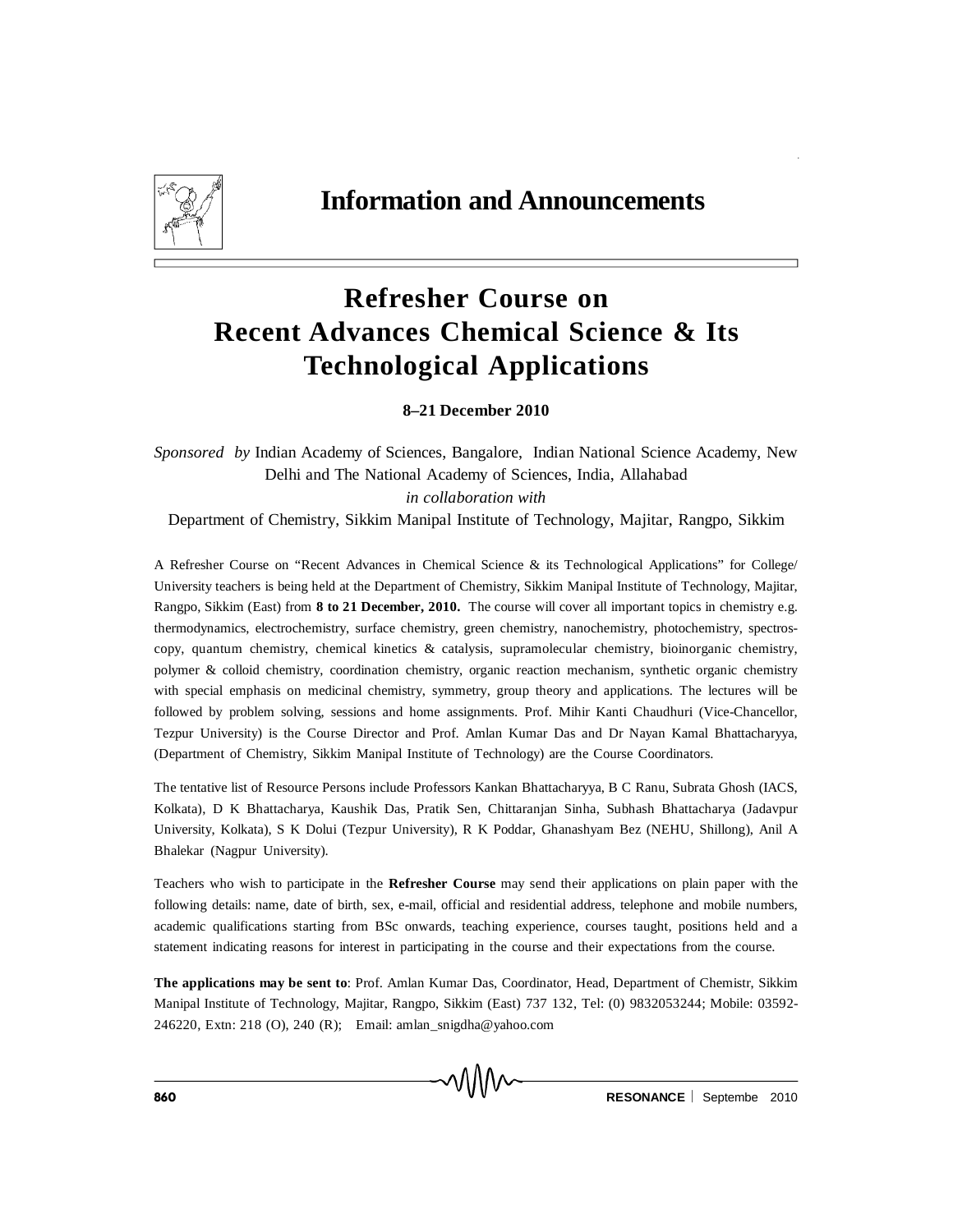# Information and Announcements

## Refresher Course on Recent Advances Chemical Science & Its Technological Applications

**8–21 December 2010**

*Sponsored by* Indian Academy of Sciences, Bangalore, Indian National Science Academy, New Delhi and The National Academy of Sciences, India, Allahabad

*in collaboration with*

Department of Chemistry, Sikkim Manipal Institute of Technology, Majitar, Rangpo, Sikkim

A Refresher Course on "Recent Advances in Chemical Science & its Technological Applications" for College/ University teachers is being held at the Department of Chemistry, Sikkim Manipal Institute of Technology, Majitar, Rangpo, Sikkim (East) from **8 to 21 December, 2010.** The course will cover all important topics in chemistry e.g. thermodynamics, electrochemistry, surface chemistry, green chemistry, nanochemistry, photochemistry, spectroscopy, quantum chemistry, chemical kinetics & catalysis, supramolecular chemistry, bioinorganic chemistry, polymer & colloid chemistry, coordination chemistry, organic reaction mechanism, synthetic organic chemistry with special emphasis on medicinal chemistry, symmetry, group theory and applications. The lectures will be followed by problem solving, sessions and home assignments. Prof. Mihir Kanti Chaudhuri (Vice-Chancellor, Tezpur University) is the Course Director and Prof. Amlan Kumar Das and Dr Nayan Kamal Bhattacharyya, (Department of Chemistry, Sikkim Manipal Institute of Technology) are the Course Coordinators.

The tentative list of Resource Persons include Professors Kankan Bhattacharyya, B C Ranu, Subrata Ghosh (IACS, Kolkata), D K Bhattacharya, Kaushik Das, Pratik Sen, Chittaranjan Sinha, Subhash Bhattacharya (Jadavpur University, Kolkata), S K Dolui (Tezpur University), R K Poddar, Ghanashyam Bez (NEHU, Shillong), Anil A Bhalekar (Nagpur University).

Teachers who wish to participate in the **Refresher Course** may send their applications on plain paper with the following details: name, date of birth, sex, e-mail, official and residential address, telephone and mobile numbers, academic qualifications starting from BSc onwards, teaching experience, courses taught, positions held and a statement indicating reasons for interest in participating in the course and their expectations from the course.

**The applications may be sent to**: Prof. Amlan Kumar Das, Coordinator, Head, Department of Chemistr, Sikkim Manipal Institute of Technology, Majitar, Rangpo, Sikkim (East) 737 132, Tel: (0) 9832053244; Mobile: 03592-246220, Extn: 218 (O), 240 (R); Email: amlan_snigdha@yahoo.com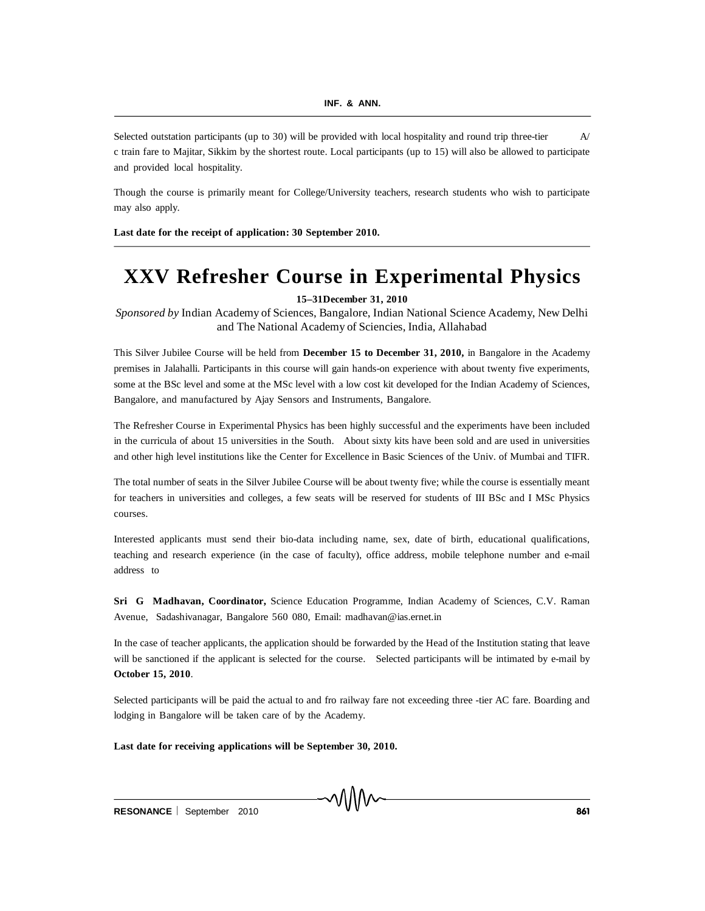Selected outstation participants (up to 30) will be provided with local hospitality and round trip three-tier A/c train fare to Majitar, Sikkim by the shortest route. Local participants (up to 15) will also be allowed to participate and provided local hospitality.

Though the course is primarily meant for College/University teachers, research students who wish to participate may also apply.

**Last date for the receipt of application: 30 September 2010.**

---

# XXV Refresher Course in Experimental Physics

**15–31December 31, 2010**

*Sponsored by* Indian Academy of Sciences, Bangalore, Indian National Science Academy, New Delhi and The National Academy of Sciencies, India, Allahabad

This Silver Jubilee Course will be held from **December 15 to December 31, 2010,** in Bangalore in the Academy premises in Jalahalli. Participants in this course will gain hands-on experience with about twenty five experiments, some at the BSc level and some at the MSc level with a low cost kit developed for the Indian Academy of Sciences, Bangalore, and manufactured by Ajay Sensors and Instruments, Bangalore.

The Refresher Course in Experimental Physics has been highly successful and the experiments have been included in the curricula of about 15 universities in the South. About sixty kits have been sold and are used in universities and other high level institutions like the Center for Excellence in Basic Sciences of the Univ. of Mumbai and TIFR.

The total number of seats in the Silver Jubilee Course will be about twenty five; while the course is essentially meant for teachers in universities and colleges, a few seats will be reserved for students of III BSc and I MSc Physics courses.

Interested applicants must send their bio-data including name, sex, date of birth, educational qualifications, teaching and research experience (in the case of faculty), office address, mobile telephone number and e-mail address to

**Sri G Madhavan, Coordinator,** Science Education Programme, Indian Academy of Sciences, C.V. Raman Avenue, Sadashivanagar, Bangalore 560 080, Email: madhavan@ias.ernet.in

In the case of teacher applicants, the application should be forwarded by the Head of the Institution stating that leave will be sanctioned if the applicant is selected for the course. Selected participants will be intimated by e-mail by **October 15, 2010**.

Selected participants will be paid the actual to and fro railway fare not exceeding three -tier AC fare. Boarding and lodging in Bangalore will be taken care of by the Academy.

**Last date for receiving applications will be September 30, 2010.**